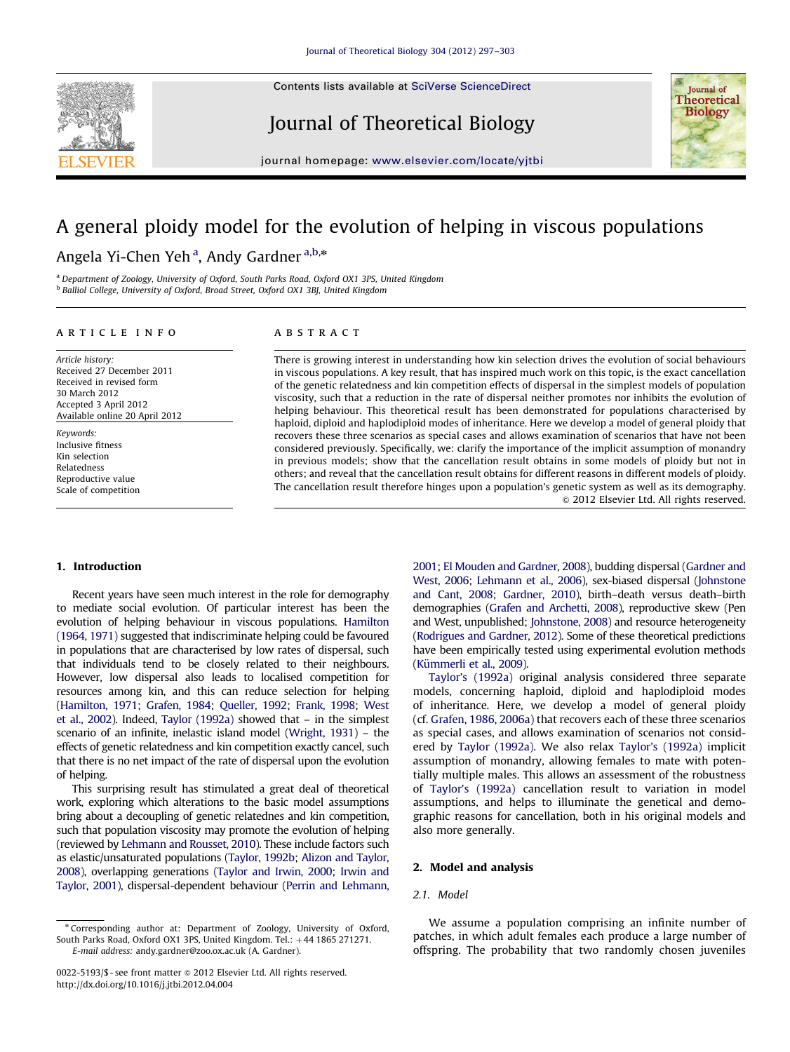# A general ploidy model for the evolution of helping in viscous populations

Angela Yi-Chen Yeh [a], Andy Gardner [a,b,*]

[a] Department of Zoology, University of Oxford, South Parks Road, Oxford OX1 3PS, United Kingdom
[b] Balliol College, University of Oxford, Broad Street, Oxford OX1 3BJ, United Kingdom

**ARTICLE INFO**

*Article history:*
Received 27 December 2011
Received in revised form
30 March 2012
Accepted 3 April 2012
Available online 20 April 2012

*Keywords:*
Inclusive fitness
Kin selection
Relatedness
Reproductive value
Scale of competition

**ABSTRACT**

There is growing interest in understanding how kin selection drives the evolution of social behaviours in viscous populations. A key result, that has inspired much work on this topic, is the exact cancellation of the genetic relatedness and kin competition effects of dispersal in the simplest models of population viscosity, such that a reduction in the rate of dispersal neither promotes nor inhibits the evolution of helping behaviour. This theoretical result has been demonstrated for populations characterised by haploid, diploid and haplodiploid modes of inheritance. Here we develop a model of general ploidy that recovers these three scenarios as special cases and allows examination of scenarios that have not been considered previously. Specifically, we: clarify the importance of the implicit assumption of monandry in previous models; show that the cancellation result obtains in some models of ploidy but not in others; and reveal that the cancellation result obtains for different reasons in different models of ploidy. The cancellation result therefore hinges upon a population's genetic system as well as its demography.

© 2012 Elsevier Ltd. All rights reserved.

## 1. Introduction

Recent years have seen much interest in the role for demography to mediate social evolution. Of particular interest has been the evolution of helping behaviour in viscous populations. Hamilton (1964, 1971) suggested that indiscriminate helping could be favoured in populations that are characterised by low rates of dispersal, such that individuals tend to be closely related to their neighbours. However, low dispersal also leads to localised competition for resources among kin, and this can reduce selection for helping (Hamilton, 1971; Grafen, 1984; Queller, 1992; Frank, 1998; West et al., 2002). Indeed, Taylor (1992a) showed that – in the simplest scenario of an infinite, inelastic island model (Wright, 1931) – the effects of genetic relatedness and kin competition exactly cancel, such that there is no net impact of the rate of dispersal upon the evolution of helping.

This surprising result has stimulated a great deal of theoretical work, exploring which alterations to the basic model assumptions bring about a decoupling of genetic relatednes and kin competition, such that population viscosity may promote the evolution of helping (reviewed by Lehmann and Rousset, 2010). These include factors such as elastic/unsaturated populations (Taylor, 1992b; Alizon and Taylor, 2008), overlapping generations (Taylor and Irwin, 2000; Irwin and Taylor, 2001), dispersal-dependent behaviour (Perrin and Lehmann, 2001; El Mouden and Gardner, 2008), budding dispersal (Gardner and West, 2006; Lehmann et al., 2006), sex-biased dispersal (Johnstone and Cant, 2008; Gardner, 2010), birth–death versus death–birth demographies (Grafen and Archetti, 2008), reproductive skew (Pen and West, unpublished; Johnstone, 2008) and resource heterogeneity (Rodrigues and Gardner, 2012). Some of these theoretical predictions have been empirically tested using experimental evolution methods (Kümmerli et al., 2009).

Taylor's (1992a) original analysis considered three separate models, concerning haploid, diploid and haplodiploid modes of inheritance. Here, we develop a model of general ploidy (cf. Grafen, 1986, 2006a) that recovers each of these three scenarios as special cases, and allows examination of scenarios not considered by Taylor (1992a). We also relax Taylor's (1992a) implicit assumption of monandry, allowing females to mate with potentially multiple males. This allows an assessment of the robustness of Taylor's (1992a) cancellation result to variation in model assumptions, and helps to illuminate the genetical and demographic reasons for cancellation, both in his original models and also more generally.

## 2. Model and analysis

### 2.1. Model

We assume a population comprising an infinite number of patches, in which adult females each produce a large number of offspring. The probability that two randomly chosen juveniles

---

* Corresponding author at: Department of Zoology, University of Oxford, South Parks Road, Oxford OX1 3PS, United Kingdom. Tel.: +44 1865 271271.
E-mail address: andy.gardner@zoo.ox.ac.uk (A. Gardner).

0022-5193/$ - see front matter © 2012 Elsevier Ltd. All rights reserved.
http://dx.doi.org/10.1016/j.jtbi.2012.04.004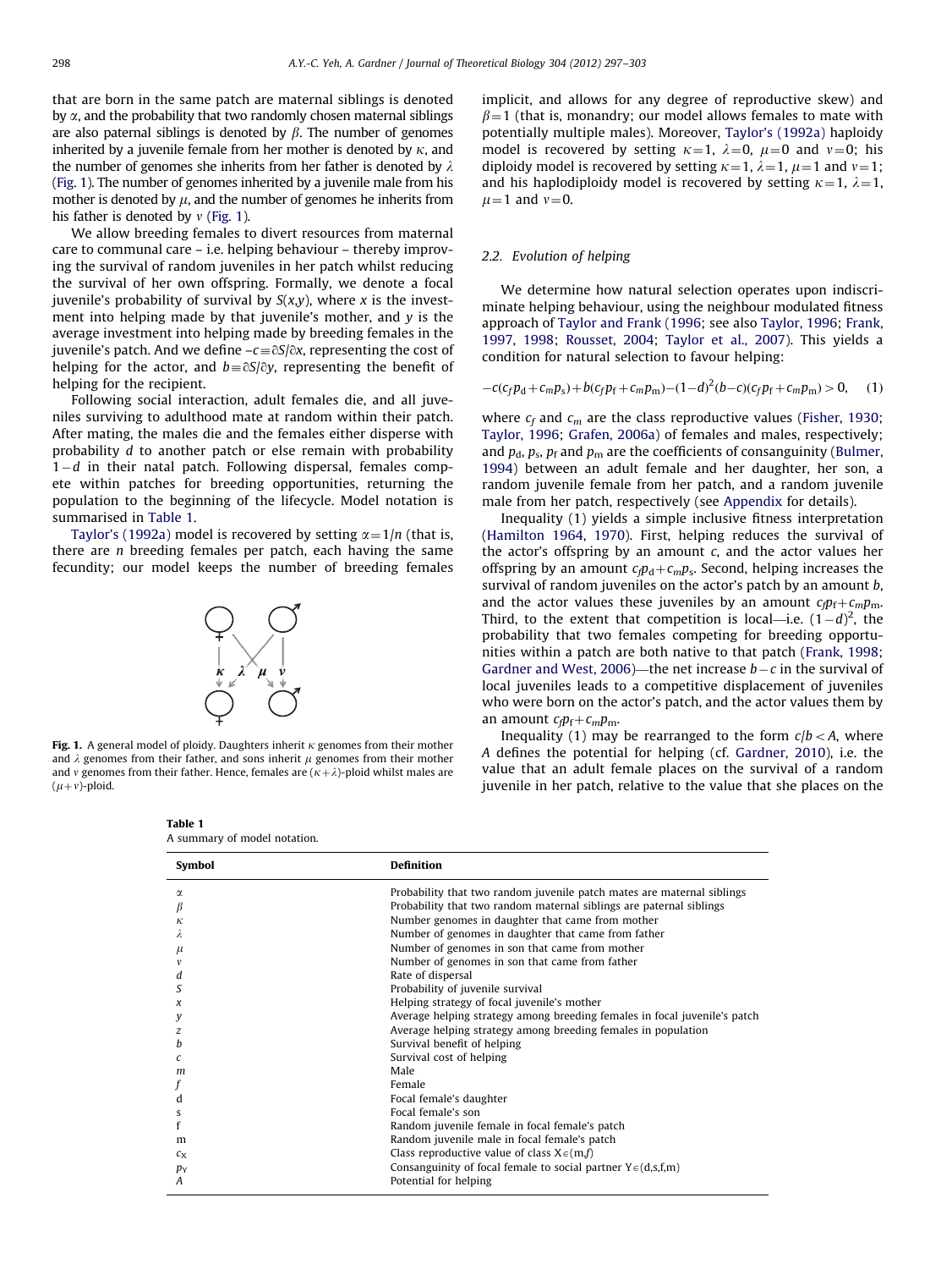that are born in the same patch are maternal siblings is denoted by $\alpha$, and the probability that two randomly chosen maternal siblings are also paternal siblings is denoted by $\beta$. The number of genomes inherited by a juvenile female from her mother is denoted by $\kappa$, and the number of genomes she inherits from her father is denoted by $\lambda$ (Fig. 1). The number of genomes inherited by a juvenile male from his mother is denoted by $\mu$, and the number of genomes he inherits from his father is denoted by $v$ (Fig. 1).

We allow breeding females to divert resources from maternal care to communal care – i.e. helping behaviour – thereby improving the survival of random juveniles in her patch whilst reducing the survival of her own offspring. Formally, we denote a focal juvenile's probability of survival by $S(x,y)$, where $x$ is the investment into helping made by that juvenile's mother, and $y$ is the average investment into helping made by breeding females in the juvenile's patch. And we define $-c \equiv \partial S/\partial x$, representing the cost of helping for the actor, and $b \equiv \partial S/\partial y$, representing the benefit of helping for the recipient.

Following social interaction, adult females die, and all juveniles surviving to adulthood mate at random within their patch. After mating, the males die and the females either disperse with probability $d$ to another patch or else remain with probability $1-d$ in their natal patch. Following dispersal, females compete within patches for breeding opportunities, returning the population to the beginning of the lifecycle. Model notation is summarised in Table 1.

Taylor's (1992a) model is recovered by setting $\alpha = 1/n$ (that is, there are $n$ breeding females per patch, each having the same fecundity; our model keeps the number of breeding females implicit, and allows for any degree of reproductive skew) and $\beta = 1$ (that is, monandry; our model allows females to mate with potentially multiple males). Moreover, Taylor's (1992a) haploidy model is recovered by setting $\kappa = 1$, $\lambda = 0$, $\mu = 0$ and $v = 0$; his diploidy model is recovered by setting $\kappa = 1$, $\lambda = 1$, $\mu = 1$ and $v = 1$; and his haplodiploidy model is recovered by setting $\kappa = 1$, $\lambda = 1$, $\mu = 1$ and $v = 0$.

**Fig. 1.** A general model of ploidy. Daughters inherit $\kappa$ genomes from their mother and $\lambda$ genomes from their father, and sons inherit $\mu$ genomes from their mother and $v$ genomes from their father. Hence, females are $(\kappa+\lambda)$-ploid whilst males are $(\mu+v)$-ploid.

### 2.2. Evolution of helping

We determine how natural selection operates upon indiscriminate helping behaviour, using the neighbour modulated fitness approach of Taylor and Frank (1996; see also Taylor, 1996; Frank, 1997, 1998; Rousset, 2004; Taylor et al., 2007). This yields a condition for natural selection to favour helping:

$$-c(c_f p_d + c_m p_s) + b(c_f p_f + c_m p_m) - (1-d)^2 (b-c)(c_f p_f + c_m p_m) > 0, \quad (1)$$

where $c_f$ and $c_m$ are the class reproductive values (Fisher, 1930; Taylor, 1996; Grafen, 2006a) of females and males, respectively; and $p_d$, $p_s$, $p_f$ and $p_m$ are the coefficients of consanguinity (Bulmer, 1994) between an adult female and her daughter, her son, a random juvenile female from her patch, and a random juvenile male from her patch, respectively (see Appendix for details).

Inequality (1) yields a simple inclusive fitness interpretation (Hamilton 1964, 1970). First, helping reduces the survival of the actor's offspring by an amount $c$, and the actor values her offspring by an amount $c_f p_d + c_m p_s$. Second, helping increases the survival of random juveniles on the actor's patch by an amount $b$, and the actor values these juveniles by an amount $c_f p_f + c_m p_m$. Third, to the extent that competition is local—i.e. $(1-d)^2$, the probability that two females competing for breeding opportunities within a patch are both native to that patch (Frank, 1998; Gardner and West, 2006)—the net increase $b-c$ in the survival of local juveniles leads to a competitive displacement of juveniles who were born on the actor's patch, and the actor values them by an amount $c_f p_f + c_m p_m$.

Inequality (1) may be rearranged to the form $c/b < A$, where $A$ defines the potential for helping (cf. Gardner, 2010), i.e. the value that an adult female places on the survival of a random juvenile in her patch, relative to the value that she places on the

**Table 1**
A summary of model notation.

| Symbol | Definition |
| --- | --- |
| $\alpha$ | Probability that two random juvenile patch mates are maternal siblings |
| $\beta$ | Probability that two random maternal siblings are paternal siblings |
| $\kappa$ | Number genomes in daughter that came from mother |
| $\lambda$ | Number of genomes in daughter that came from father |
| $\mu$ | Number of genomes in son that came from mother |
| $v$ | Number of genomes in son that came from father |
| $d$ | Rate of dispersal |
| $S$ | Probability of juvenile survival |
| $x$ | Helping strategy of focal juvenile's mother |
| $y$ | Average helping strategy among breeding females in focal juvenile's patch |
| $z$ | Average helping strategy among breeding females in population |
| $b$ | Survival benefit of helping |
| $c$ | Survival cost of helping |
| $m$ | Male |
| $f$ | Female |
| d | Focal female's daughter |
| s | Focal female's son |
| f | Random juvenile female in focal female's patch |
| m | Random juvenile male in focal female's patch |
| $c_X$ | Class reproductive value of class $X \in (m,f)$ |
| $p_Y$ | Consanguinity of focal female to social partner $Y \in (d,s,f,m)$ |
| $A$ | Potential for helping |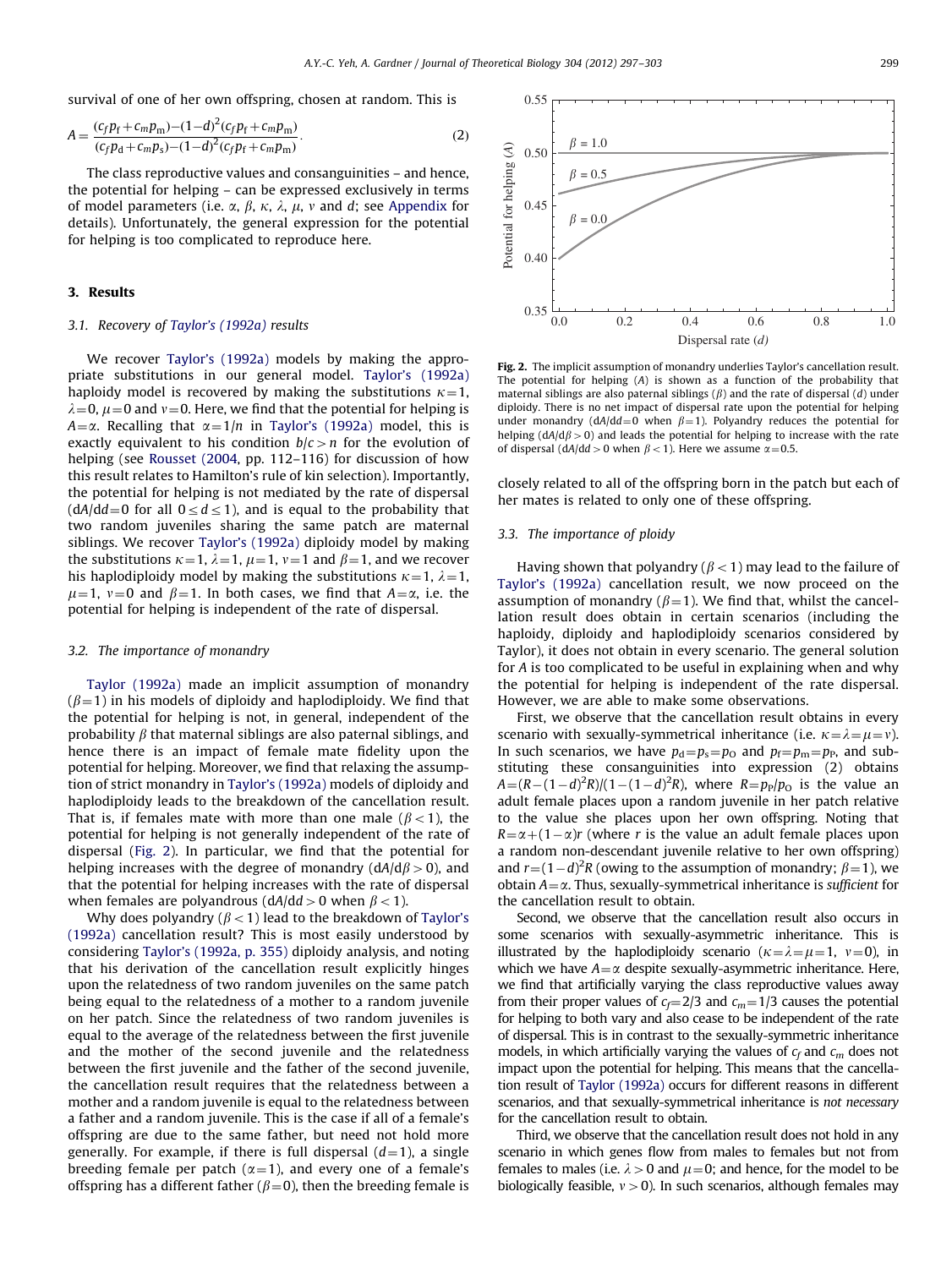survival of one of her own offspring, chosen at random. This is

$$A = \frac{(c_f p_f + c_m p_m) - (1-d)^2 (c_f p_f + c_m p_m)}{(c_f p_d + c_m p_s) - (1-d)^2 (c_f p_f + c_m p_m)}. \tag{2}$$

The class reproductive values and consanguinities – and hence, the potential for helping – can be expressed exclusively in terms of model parameters (i.e. $\alpha$, $\beta$, $\kappa$, $\lambda$, $\mu$, $\nu$ and $d$; see Appendix for details). Unfortunately, the general expression for the potential for helping is too complicated to reproduce here.

## 3. Results

### 3.1. Recovery of Taylor's (1992a) results

We recover Taylor's (1992a) models by making the appropriate substitutions in our general model. Taylor's (1992a) haploidy model is recovered by making the substitutions $\kappa=1$, $\lambda=0$, $\mu=0$ and $\nu=0$. Here, we find that the potential for helping is $A=\alpha$. Recalling that $\alpha=1/n$ in Taylor's (1992a) model, this is exactly equivalent to his condition $b/c>n$ for the evolution of helping (see Rousset (2004, pp. 112–116) for discussion of how this result relates to Hamilton's rule of kin selection). Importantly, the potential for helping is not mediated by the rate of dispersal ($dA/dd=0$ for all $0 \le d \le 1$), and is equal to the probability that two random juveniles sharing the same patch are maternal siblings. We recover Taylor's (1992a) diploidy model by making the substitutions $\kappa=1$, $\lambda=1$, $\mu=1$, $\nu=1$ and $\beta=1$, and we recover his haplodiploidy model by making the substitutions $\kappa=1$, $\lambda=1$, $\mu=1$, $\nu=0$ and $\beta=1$. In both cases, we find that $A=\alpha$, i.e. the potential for helping is independent of the rate of dispersal.

### 3.2. The importance of monandry

Taylor (1992a) made an implicit assumption of monandry ($\beta=1$) in his models of diploidy and haplodiploidy. We find that the potential for helping is not, in general, independent of the probability $\beta$ that maternal siblings are also paternal siblings, and hence there is an impact of female mate fidelity upon the potential for helping. Moreover, we find that relaxing the assumption of strict monandry in Taylor's (1992a) models of diploidy and haplodiploidy leads to the breakdown of the cancellation result. That is, if females mate with more than one male ($\beta<1$), the potential for helping is not generally independent of the rate of dispersal (Fig. 2). In particular, we find that the potential for helping increases with the degree of monandry ($dA/d\beta>0$), and that the potential for helping increases with the rate of dispersal when females are polyandrous ($dA/dd>0$ when $\beta<1$).

Why does polyandry ($\beta<1$) lead to the breakdown of Taylor's (1992a) cancellation result? This is most easily understood by considering Taylor's (1992a, p. 355) diploidy analysis, and noting that his derivation of the cancellation result explicitly hinges upon the relatedness of two random juveniles on the same patch being equal to the relatedness of a mother to a random juvenile on her patch. Since the relatedness of two random juveniles is equal to the average of the relatedness between the first juvenile and the mother of the second juvenile and the relatedness between the first juvenile and the father of the second juvenile, the cancellation result requires that the relatedness between a mother and a random juvenile is equal to the relatedness between a father and a random juvenile. This is the case if all of a female's offspring are due to the same father, but need not hold more generally. For example, if there is full dispersal ($d=1$), a single breeding female per patch ($\alpha=1$), and every one of a female's offspring has a different father ($\beta=0$), then the breeding female is closely related to all of the offspring born in the patch but each of her mates is related to only one of these offspring.

**Fig. 2.** The implicit assumption of monandry underlies Taylor's cancellation result. The potential for helping ($A$) is shown as a function of the probability that maternal siblings are also paternal siblings ($\beta$) and the rate of dispersal ($d$) under diploidy. There is no net impact of dispersal rate upon the potential for helping under monandry ($dA/dd=0$ when $\beta=1$). Polyandry reduces the potential for helping ($dA/d\beta>0$) and leads the potential for helping to increase with the rate of dispersal ($dA/dd>0$ when $\beta<1$). Here we assume $\alpha=0.5$.

### 3.3. The importance of ploidy

Having shown that polyandry ($\beta<1$) may lead to the failure of Taylor's (1992a) cancellation result, we now proceed on the assumption of monandry ($\beta=1$). We find that, whilst the cancellation result does obtain in certain scenarios (including the haploidy, diploidy and haplodiploidy scenarios considered by Taylor), it does not obtain in every scenario. The general solution for $A$ is too complicated to be useful in explaining when and why the potential for helping is independent of the rate dispersal. However, we are able to make some observations.

First, we observe that the cancellation result obtains in every scenario with sexually-symmetrical inheritance (i.e. $\kappa=\lambda=\mu=\nu$). In such scenarios, we have $p_d=p_s=p_O$ and $p_f=p_m=p_P$, and substituting these consanguinities into expression (2) obtains $A=(R-(1-d)^2R)/(1-(1-d)^2R)$, where $R=p_P/p_O$ is the value an adult female places upon a random juvenile in her patch relative to the value she places upon her own offspring. Noting that $R=\alpha+(1-\alpha)r$ (where $r$ is the value an adult female places upon a random non-descendant juvenile relative to her own offspring) and $r=(1-d)^2R$ (owing to the assumption of monandry; $\beta=1$), we obtain $A=\alpha$. Thus, sexually-symmetrical inheritance is *sufficient* for the cancellation result to obtain.

Second, we observe that the cancellation result also occurs in some scenarios with sexually-asymmetric inheritance. This is illustrated by the haplodiploidy scenario ($\kappa=\lambda=\mu=1$, $\nu=0$), in which we have $A=\alpha$ despite sexually-asymmetric inheritance. Here, we find that artificially varying the class reproductive values away from their proper values of $c_f=2/3$ and $c_m=1/3$ causes the potential for helping to both vary and also cease to be independent of the rate of dispersal. This is in contrast to the sexually-symmetric inheritance models, in which artificially varying the values of $c_f$ and $c_m$ does not impact upon the potential for helping. This means that the cancellation result of Taylor (1992a) occurs for different reasons in different scenarios, and that sexually-symmetrical inheritance is *not necessary* for the cancellation result to obtain.

Third, we observe that the cancellation result does not hold in any scenario in which genes flow from males to females but not from females to males (i.e. $\lambda>0$ and $\mu=0$; and hence, for the model to be biologically feasible, $\nu>0$). In such scenarios, although females may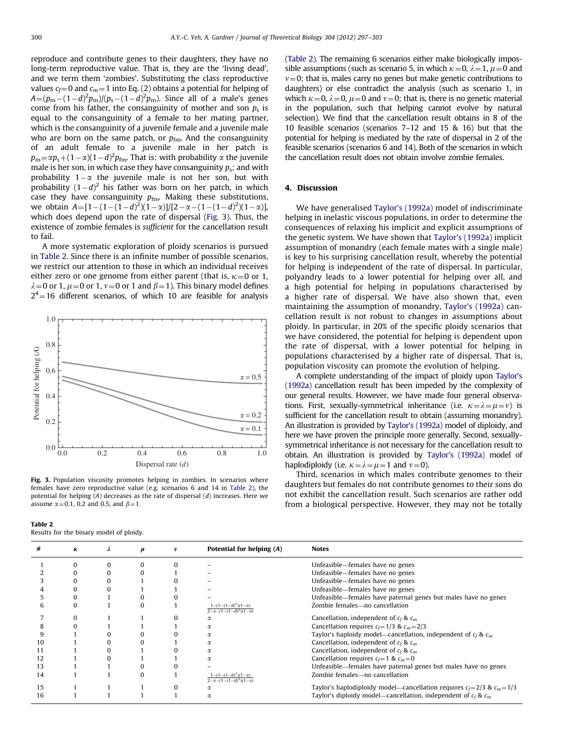reproduce and contribute genes to their daughters, they have no long-term reproductive value. That is, they are the 'living dead', and we term them 'zombies'. Substituting the class reproductive values $c_f = 0$ and $c_m = 1$ into Eq. (2) obtains a potential for helping of $A = (p_m - (1-d)^2 p_m)/(p_s - (1-d)^2 p_m)$. Since all of a male's genes come from his father, the consanguinity of mother and son $p_s$ is equal to the consanguinity of a female to her mating partner, which is the consanguinity of a juvenile female and a juvenile male who are born on the same patch, or $p_{fm}$. And the consanguinity of an adult female to a juvenile male in her patch is $p_m = \alpha p_s + (1-\alpha)(1-d)^2 p_{fm}$. That is: with probability $\alpha$ the juvenile male is her son, in which case they have consanguinity $p_s$; and with probability $1-\alpha$ the juvenile male is not her son, but with probability $(1-d)^2$ his father was born on her patch, in which case they have consanguinity $p_{fm}$. Making these substitutions, we obtain $A = [1-(1-(1-d)^2)(1-\alpha)]/[2-\alpha-(1-(1-d)^2)(1-\alpha)]$, which does depend upon the rate of dispersal (Fig. 3). Thus, the existence of zombie females is *sufficient* for the cancellation result to fail.

A more systematic exploration of ploidy scenarios is pursued in Table 2. Since there is an infinite number of possible scenarios, we restrict our attention to those in which an individual receives either zero or one genome from either parent (that is, $\kappa = 0$ or 1, $\lambda = 0$ or 1, $\mu = 0$ or 1, $\nu = 0$ or 1 and $\beta = 1$). This binary model defines $2^4 = 16$ different scenarios, of which 10 are feasible for analysis (Table 2). The remaining 6 scenarios either make biologically impossible assumptions (such as scenario 5, in which $\kappa = 0$, $\lambda = 1$, $\mu = 0$ and $\nu = 0$; that is, males carry no genes but make genetic contributions to daughters) or else contradict the analysis (such as scenario 1, in which $\kappa = 0$, $\lambda = 0$, $\mu = 0$ and $\nu = 0$; that is, there is no genetic material in the population, such that helping cannot evolve by natural selection). We find that the cancellation result obtains in 8 of the 10 feasible scenarios (scenarios 7–12 and 15 & 16) but that the potential for helping is mediated by the rate of dispersal in 2 of the feasible scenarios (scenarios 6 and 14). Both of the scenarios in which the cancellation result does not obtain involve zombie females.

Fig. 3. Population viscosity promotes helping in zombies. In scenarios where females have zero reproductive value (e.g. scenarios 6 and 14 in Table 2), the potential for helping ($A$) decreases as the rate of dispersal ($d$) increases. Here we assume $\alpha = 0.1$, 0.2 and 0.5, and $\beta = 1$.

**Table 2**
Results for the binary model of ploidy.

| # | $\kappa$ | $\lambda$ | $\mu$ | $\nu$ | Potential for helping ($A$) | Notes |
|---|---|---|---|---|---|---|
| 1 | 0 | 0 | 0 | 0 | – | Unfeasible—females have no genes |
| 2 | 0 | 0 | 0 | 1 | – | Unfeasible—females have no genes |
| 3 | 0 | 0 | 1 | 0 | – | Unfeasible—females have no genes |
| 4 | 0 | 0 | 1 | 1 | – | Unfeasible—females have no genes |
| 5 | 0 | 1 | 0 | 0 | – | Unfeasible—females have paternal genes but males have no genes |
| 6 | 0 | 1 | 0 | 1 | $\frac{1-(1-(1-d)^2)(1-\alpha)}{2-\alpha-(1-(1-d)^2)(1-\alpha)}$ | Zombie females—no cancellation |
| 7 | 0 | 1 | 1 | 0 | $\alpha$ | Cancellation, independent of $c_f$ & $c_m$ |
| 8 | 0 | 1 | 1 | 1 | $\alpha$ | Cancellation requires $c_f = 1/3$ & $c_m = 2/3$ |
| 9 | 1 | 0 | 0 | 0 | $\alpha$ | Taylor's haploid model—cancellation, independent of $c_f$ & $c_m$ |
| 10 | 1 | 0 | 0 | 1 | $\alpha$ | Cancellation, independent of $c_f$ & $c_m$ |
| 11 | 1 | 0 | 1 | 0 | $\alpha$ | Cancellation, independent of $c_f$ & $c_m$ |
| 12 | 1 | 0 | 1 | 1 | $\alpha$ | Cancellation requires $c_f = 1$ & $c_m = 0$ |
| 13 | 1 | 1 | 0 | 0 | – | Unfeasible—females have paternal genes but males have no genes |
| 14 | 1 | 1 | 0 | 1 | $\frac{1-(1-(1-d)^2)(1-\alpha)}{2-\alpha-(1-(1-d)^2)(1-\alpha)}$ | Zombie females—no cancellation |
| 15 | 1 | 1 | 1 | 0 | $\alpha$ | Taylor's haplodiploidy model—cancellation requires $c_f = 2/3$ & $c_m = 1/3$ |
| 16 | 1 | 1 | 1 | 1 | $\alpha$ | Taylor's diploidy model—cancellation, independent of $c_f$ & $c_m$ |

## 4. Discussion

We have generalised Taylor's (1992a) model of indiscriminate helping in inelastic viscous populations, in order to determine the consequences of relaxing his implicit and explicit assumptions of the genetic system. We have shown that Taylor's (1992a) implicit assumption of monandry (each female mates with a single male) is key to his surprising cancellation result, whereby the potential for helping is independent of the rate of dispersal. In particular, polyandry leads to a lower potential for helping over all, and a high potential for helping in populations characterised by a higher rate of dispersal. We have also shown that, even maintaining the assumption of monandry, Taylor's (1992a) cancellation result is not robust to changes in assumptions about ploidy. In particular, in 20% of the specific ploidy scenarios that we have considered, the potential for helping is dependent upon the rate of dispersal, with a lower potential for helping in populations characterised by a higher rate of dispersal. That is, population viscosity can promote the evolution of helping.

A complete understanding of the impact of ploidy upon Taylor's (1992a) cancellation result has been impeded by the complexity of our general results. However, we have made four general observations. First, sexually-symmetrical inheritance (i.e. $\kappa = \lambda = \mu = \nu$) is sufficient for the cancellation result to obtain (assuming monandry). An illustration is provided by Taylor's (1992a) model of diploidy, and here we have proven the principle more generally. Second, sexually-symmetrical inheritance is not necessary for the cancellation result to obtain. An illustration is provided by Taylor's (1992a) model of haplodiploidy (i.e. $\kappa = \lambda = \mu = 1$ and $\nu = 0$).

Third, scenarios in which males contribute genomes to their daughters but females do not contribute genomes to their sons do not exhibit the cancellation result. Such scenarios are rather odd from a biological perspective. However, they may not be totally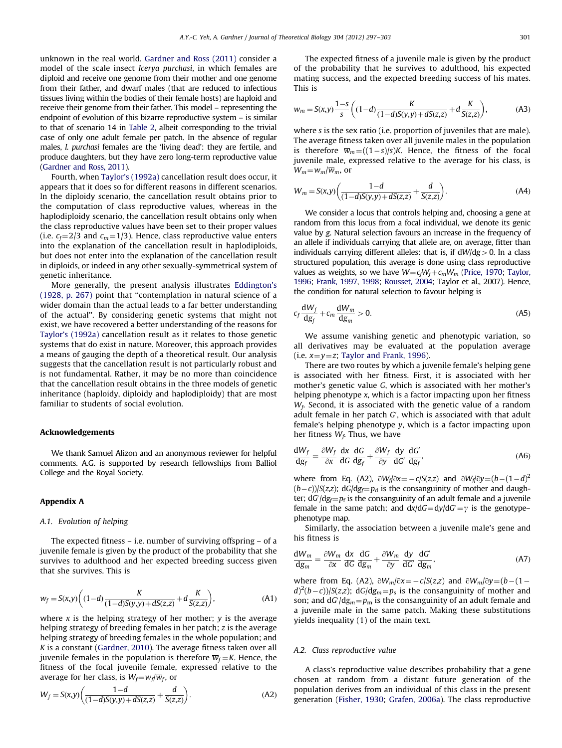unknown in the real world. Gardner and Ross (2011) consider a model of the scale insect *Icerya purchasi*, in which females are diploid and receive one genome from their mother and one genome from their father, and dwarf males (that are reduced to infectious tissues living within the bodies of their female hosts) are haploid and receive their genome from their father. This model – representing the endpoint of evolution of this bizarre reproductive system – is similar to that of scenario 14 in Table 2, albeit corresponding to the trivial case of only one adult female per patch. In the absence of regular males, *I. purchasi* females are the 'living dead': they are fertile, and produce daughters, but they have zero long-term reproductive value (Gardner and Ross, 2011).

Fourth, when Taylor's (1992a) cancellation result does occur, it appears that it does so for different reasons in different scenarios. In the diploidy scenario, the cancellation result obtains prior to the computation of class reproductive values, whereas in the haplodiploidy scenario, the cancellation result obtains only when the class reproductive values have been set to their proper values (i.e. $c_f=2/3$ and $c_m=1/3$). Hence, class reproductive value enters into the explanation of the cancellation result in haplodiploids, but does not enter into the explanation of the cancellation result in diploids, or indeed in any other sexually-symmetrical system of genetic inheritance.

More generally, the present analysis illustrates Eddington's (1928, p. 267) point that "contemplation in natural science of a wider domain than the actual leads to a far better understanding of the actual". By considering genetic systems that might not exist, we have recovered a better understanding of the reasons for Taylor's (1992a) cancellation result as it relates to those genetic systems that do exist in nature. Moreover, this approach provides a means of gauging the depth of a theoretical result. Our analysis suggests that the cancellation result is not particularly robust and is not fundamental. Rather, it may be no more than coincidence that the cancellation result obtains in the three models of genetic inheritance (haploidy, diploidy and haplodiploidy) that are most familiar to students of social evolution.

## Acknowledgements

We thank Samuel Alizon and an anonymous reviewer for helpful comments. A.G. is supported by research fellowships from Balliol College and the Royal Society.

## Appendix A

### A.1. Evolution of helping

The expected fitness – i.e. number of surviving offspring – of a juvenile female is given by the product of the probability that she survives to adulthood and her expected breeding success given that she survives. This is

$$w_f = S(x,y)\left((1-d)\frac{K}{(1-d)S(y,y)+dS(z,z)} + d\frac{K}{S(z,z)}\right), \tag{A1}$$

where $x$ is the helping strategy of her mother; $y$ is the average helping strategy of breeding females in her patch; $z$ is the average helping strategy of breeding females in the whole population; and $K$ is a constant (Gardner, 2010). The average fitness taken over all juvenile females in the population is therefore $\overline{w}_f = K$. Hence, the fitness of the focal juvenile female, expressed relative to the average for her class, is $W_f = w_f/\overline{w}_f$, or

$$W_f = S(x,y)\left(\frac{1-d}{(1-d)S(y,y)+dS(z,z)} + \frac{d}{S(z,z)}\right). \tag{A2}$$

The expected fitness of a juvenile male is given by the product of the probability that he survives to adulthood, his expected mating success, and the expected breeding success of his mates. This is

$$w_m = S(x,y)\frac{1-s}{s}\left((1-d)\frac{K}{(1-d)S(y,y)+dS(z,z)} + d\frac{K}{S(z,z)}\right), \tag{A3}$$

where $s$ is the sex ratio (i.e. proportion of juveniles that are male). The average fitness taken over all juvenile males in the population is therefore $\overline{w}_m = ((1-s)/s)K$. Hence, the fitness of the focal juvenile male, expressed relative to the average for his class, is $W_m = w_m/\overline{w}_m$, or

$$W_m = S(x,y)\left(\frac{1-d}{(1-d)S(y,y)+dS(z,z)} + \frac{d}{S(z,z)}\right). \tag{A4}$$

We consider a locus that controls helping and, choosing a gene at random from this locus from a focal individual, we denote its genic value by $g$. Natural selection favours an increase in the frequency of an allele if individuals carrying that allele are, on average, fitter than individuals carrying different alleles: that is, if $dW/dg > 0$. In a class structured population, this average is done using class reproductive values as weights, so we have $W = c_f W_f + c_m W_m$ (Price, 1970; Taylor, 1996; Frank, 1997, 1998; Rousset, 2004; Taylor et al., 2007). Hence, the condition for natural selection to favour helping is

$$c_f \frac{dW_f}{dg_f} + c_m \frac{dW_m}{dg_m} > 0. \tag{A5}$$

We assume vanishing genetic and phenotypic variation, so all derivatives may be evaluated at the population average (i.e. $x=y=z$; Taylor and Frank, 1996).

There are two routes by which a juvenile female's helping gene is associated with her fitness. First, it is associated with her mother's genetic value $G$, which is associated with her mother's helping phenotype $x$, which is a factor impacting upon her fitness $W_f$. Second, it is associated with the genetic value of a random adult female in her patch $G'$, which is associated with that adult female's helping phenotype $y$, which is a factor impacting upon her fitness $W_f$. Thus, we have

$$\frac{dW_f}{dg_f} = \frac{\partial W_f}{\partial x}\frac{dx}{dG}\frac{dG}{dg_f} + \frac{\partial W_f}{\partial y}\frac{dy}{dG'}\frac{dG'}{dg_f}, \tag{A6}$$

where from Eq. (A2), $\partial W_f/\partial x = -c/S(z,z)$ and $\partial W_f/\partial y = (b-(1-d)^2(b-c))/S(z,z)$; $dG/dg_f = p_d$ is the consanguinity of mother and daughter; $dG'/dg_f = p_f$ is the consanguinity of an adult female and a juvenile female in the same patch; and $dx/dG = dy/dG' = \gamma$ is the genotype–phenotype map.

Similarly, the association between a juvenile male's gene and his fitness is

$$\frac{dW_m}{dg_m} = \frac{\partial W_m}{\partial x}\frac{dx}{dG}\frac{dG}{dg_m} + \frac{\partial W_m}{\partial y}\frac{dy}{dG'}\frac{dG'}{dg_m}, \tag{A7}$$

where from Eq. (A2), $\partial W_m/\partial x = -c/S(z,z)$ and $\partial W_m/\partial y = (b-(1-d)^2(b-c))/S(z,z)$; $dG/dg_m = p_s$ is the consanguinity of mother and son; and $dG'/dg_m = p_m$ is the consanguinity of an adult female and a juvenile male in the same patch. Making these substitutions yields inequality (1) of the main text.

### A.2. Class reproductive value

A class's reproductive value describes probability that a gene chosen at random from a distant future generation of the population derives from an individual of this class in the present generation (Fisher, 1930; Grafen, 2006a). The class reproductive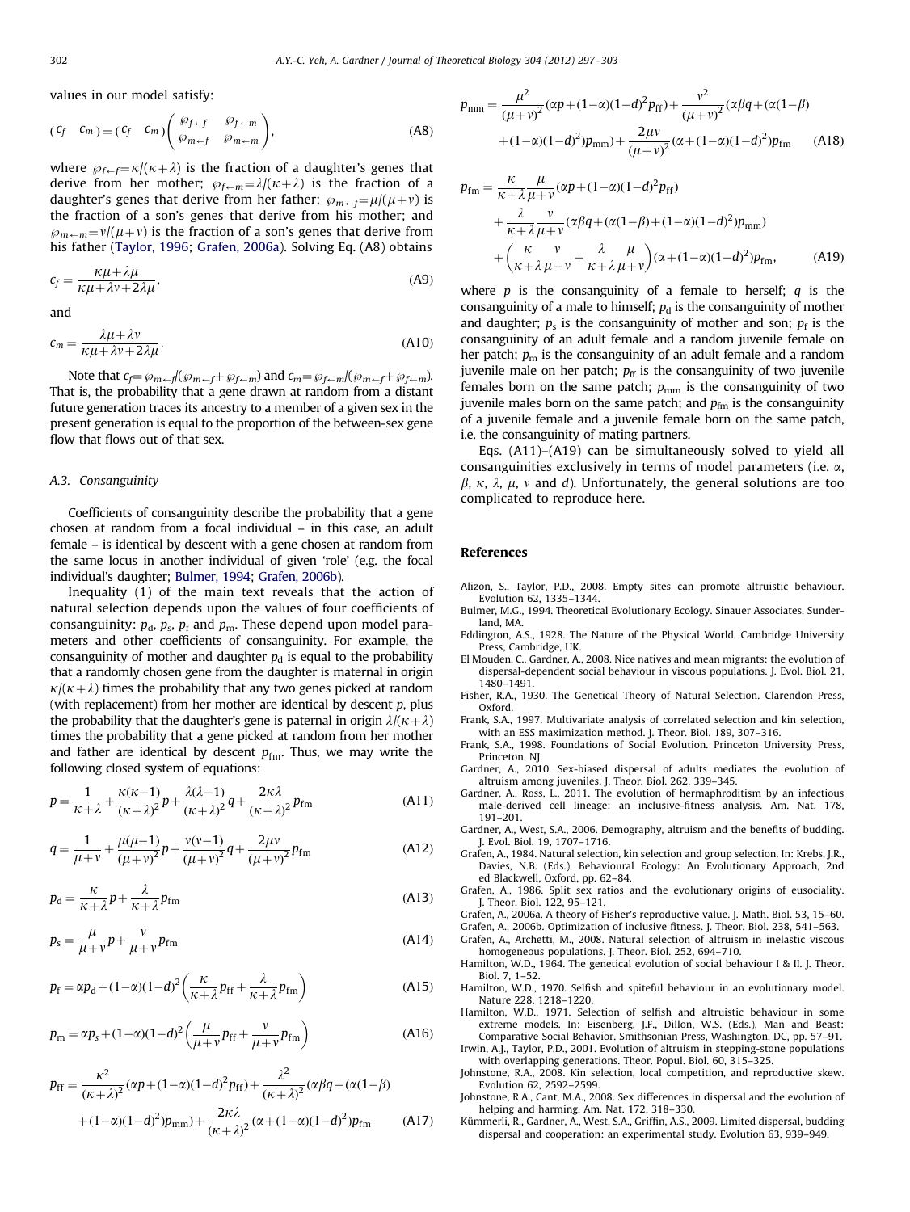values in our model satisfy:

$$(c_f \quad c_m) = (c_f \quad c_m) \begin{pmatrix} \wp_{f \leftarrow f} & \wp_{f \leftarrow m} \\ \wp_{m \leftarrow f} & \wp_{m \leftarrow m} \end{pmatrix}, \tag{A8}$$

where $\wp_{f \leftarrow f} = \kappa/(\kappa+\lambda)$ is the fraction of a daughter's genes that derive from her mother; $\wp_{f \leftarrow m} = \lambda/(\kappa+\lambda)$ is the fraction of a daughter's genes that derive from her father; $\wp_{m \leftarrow f} = \mu/(\mu+v)$ is the fraction of a son's genes that derive from his mother; and $\wp_{m \leftarrow m} = v/(\mu+v)$ is the fraction of a son's genes that derive from his father (Taylor, 1996; Grafen, 2006a). Solving Eq. (A8) obtains

$$c_f = \frac{\kappa\mu + \lambda\mu}{\kappa\mu + \lambda v + 2\lambda\mu}, \tag{A9}$$

and

$$c_m = \frac{\lambda\mu + \lambda v}{\kappa\mu + \lambda v + 2\lambda\mu}. \tag{A10}$$

Note that $c_f = \wp_{m \leftarrow f}/(\wp_{m \leftarrow f} + \wp_{f \leftarrow m})$ and $c_m = \wp_{f \leftarrow m}/(\wp_{m \leftarrow f} + \wp_{f \leftarrow m})$. That is, the probability that a gene drawn at random from a distant future generation traces its ancestry to a member of a given sex in the present generation is equal to the proportion of the between-sex gene flow that flows out of that sex.

### A.3. Consanguinity

Coefficients of consanguinity describe the probability that a gene chosen at random from a focal individual – in this case, an adult female – is identical by descent with a gene chosen at random from the same locus in another individual of given 'role' (e.g. the focal individual's daughter; Bulmer, 1994; Grafen, 2006b).

Inequality (1) of the main text reveals that the action of natural selection depends upon the values of four coefficients of consanguinity: $p_d$, $p_s$, $p_f$ and $p_m$. These depend upon model parameters and other coefficients of consanguinity. For example, the consanguinity of mother and daughter $p_d$ is equal to the probability that a randomly chosen gene from the daughter is maternal in origin $\kappa/(\kappa+\lambda)$ times the probability that any two genes picked at random (with replacement) from her mother are identical by descent $p$, plus the probability that the daughter's gene is paternal in origin $\lambda/(\kappa+\lambda)$ times the probability that a gene picked at random from her mother and father are identical by descent $p_{fm}$. Thus, we may write the following closed system of equations:

$$p = \frac{1}{\kappa+\lambda} + \frac{\kappa(\kappa-1)}{(\kappa+\lambda)^2}p + \frac{\lambda(\lambda-1)}{(\kappa+\lambda)^2}q + \frac{2\kappa\lambda}{(\kappa+\lambda)^2}p_{fm} \tag{A11}$$

$$q = \frac{1}{\mu+v} + \frac{\mu(\mu-1)}{(\mu+v)^2}p + \frac{v(v-1)}{(\mu+v)^2}q + \frac{2\mu v}{(\mu+v)^2}p_{fm} \tag{A12}$$

$$p_d = \frac{\kappa}{\kappa+\lambda}p + \frac{\lambda}{\kappa+\lambda}p_{fm} \tag{A13}$$

$$p_s = \frac{\mu}{\mu+v}p + \frac{v}{\mu+v}p_{fm} \tag{A14}$$

$$p_f = \alpha p_d + (1-\alpha)(1-d)^2\left(\frac{\kappa}{\kappa+\lambda}p_{ff} + \frac{\lambda}{\kappa+\lambda}p_{fm}\right) \tag{A15}$$

$$p_m = \alpha p_s + (1-\alpha)(1-d)^2\left(\frac{\mu}{\mu+v}p_{ff} + \frac{v}{\mu+v}p_{fm}\right) \tag{A16}$$

$$p_{ff} = \frac{\kappa^2}{(\kappa+\lambda)^2}(\alpha p + (1-\alpha)(1-d)^2 p_{ff}) + \frac{\lambda^2}{(\kappa+\lambda)^2}(\alpha\beta q + (\alpha(1-\beta) + (1-\alpha)(1-d)^2)p_{mm}) + \frac{2\kappa\lambda}{(\kappa+\lambda)^2}(\alpha + (1-\alpha)(1-d)^2)p_{fm} \tag{A17}$$

$$p_{mm} = \frac{\mu^2}{(\mu+v)^2}(\alpha p + (1-\alpha)(1-d)^2 p_{ff}) + \frac{v^2}{(\mu+v)^2}(\alpha\beta q + (\alpha(1-\beta) + (1-\alpha)(1-d)^2)p_{mm}) + \frac{2\mu v}{(\mu+v)^2}(\alpha + (1-\alpha)(1-d)^2)p_{fm} \tag{A18}$$

$$p_{fm} = \frac{\kappa}{\kappa+\lambda}\frac{\mu}{\mu+v}(\alpha p + (1-\alpha)(1-d)^2 p_{ff}) + \frac{\lambda}{\kappa+\lambda}\frac{v}{\mu+v}(\alpha\beta q + (\alpha(1-\beta) + (1-\alpha)(1-d)^2)p_{mm}) + \left(\frac{\kappa}{\kappa+\lambda}\frac{v}{\mu+v} + \frac{\lambda}{\kappa+\lambda}\frac{\mu}{\mu+v}\right)(\alpha + (1-\alpha)(1-d)^2)p_{fm}, \tag{A19}$$

where $p$ is the consanguinity of a female to herself; $q$ is the consanguinity of a male to himself; $p_d$ is the consanguinity of mother and daughter; $p_s$ is the consanguinity of mother and son; $p_f$ is the consanguinity of an adult female and a random juvenile female on her patch; $p_m$ is the consanguinity of an adult female and a random juvenile male on her patch; $p_{ff}$ is the consanguinity of two juvenile females born on the same patch; $p_{mm}$ is the consanguinity of two juvenile males born on the same patch; and $p_{fm}$ is the consanguinity of a juvenile female and a juvenile female born on the same patch, i.e. the consanguinity of mating partners.

Eqs. (A11)–(A19) can be simultaneously solved to yield all consanguinities exclusively in terms of model parameters (i.e. $\alpha$, $\beta$, $\kappa$, $\lambda$, $\mu$, $v$ and $d$). Unfortunately, the general solutions are too complicated to reproduce here.

## References

Alizon, S., Taylor, P.D., 2008. Empty sites can promote altruistic behaviour. Evolution 62, 1335–1344.

Bulmer, M.G., 1994. Theoretical Evolutionary Ecology. Sinauer Associates, Sunderland, MA.

Eddington, A.S., 1928. The Nature of the Physical World. Cambridge University Press, Cambridge, UK.

El Mouden, C., Gardner, A., 2008. Nice natives and mean migrants: the evolution of dispersal-dependent social behaviour in viscous populations. J. Evol. Biol. 21, 1480–1491.

Fisher, R.A., 1930. The Genetical Theory of Natural Selection. Clarendon Press, Oxford.

Frank, S.A., 1997. Multivariate analysis of correlated selection and kin selection, with an ESS maximization method. J. Theor. Biol. 189, 307–316.

Frank, S.A., 1998. Foundations of Social Evolution. Princeton University Press, Princeton, NJ.

Gardner, A., 2010. Sex-biased dispersal of adults mediates the evolution of altruism among juveniles. J. Theor. Biol. 262, 339–345.

Gardner, A., Ross, L., 2011. The evolution of hermaphroditism by an infectious male-derived cell lineage: an inclusive-fitness analysis. Am. Nat. 178, 191–201.

Gardner, A., West, S.A., 2006. Demography, altruism and the benefits of budding. J. Evol. Biol. 19, 1707–1716.

Grafen, A., 1984. Natural selection, kin selection and group selection. In: Krebs, J.R., Davies, N.B. (Eds.), Behavioural Ecology: An Evolutionary Approach, 2nd ed Blackwell, Oxford, pp. 62–84.

Grafen, A., 1986. Split sex ratios and the evolutionary origins of eusociality. J. Theor. Biol. 122, 95–121.

Grafen, A., 2006a. A theory of Fisher's reproductive value. J. Math. Biol. 53, 15–60.

Grafen, A., 2006b. Optimization of inclusive fitness. J. Theor. Biol. 238, 541–563.

Grafen, A., Archetti, M., 2008. Natural selection of altruism in inelastic viscous homogeneous populations. J. Theor. Biol. 252, 694–710.

Hamilton, W.D., 1964. The genetical evolution of social behaviour I & II. J. Theor. Biol. 7, 1–52.

Hamilton, W.D., 1970. Selfish and spiteful behaviour in an evolutionary model. Nature 228, 1218–1220.

Hamilton, W.D., 1971. Selection of selfish and altruistic behaviour in some extreme models. In: Eisenberg, J.F., Dillon, W.S. (Eds.), Man and Beast: Comparative Social Behavior. Smithsonian Press, Washington, DC, pp. 57–91.

Irwin, A.J., Taylor, P.D., 2001. Evolution of altruism in stepping-stone populations with overlapping generations. Theor. Popul. Biol. 60, 315–325.

Johnstone, R.A., 2008. Kin selection, local competition, and reproductive skew. Evolution 62, 2592–2599.

Johnstone, R.A., Cant, M.A., 2008. Sex differences in dispersal and the evolution of helping and harming. Am. Nat. 172, 318–330.

Kümmerli, R., Gardner, A., West, S.A., Griffin, A.S., 2009. Limited dispersal, budding dispersal and cooperation: an experimental study. Evolution 63, 939–949.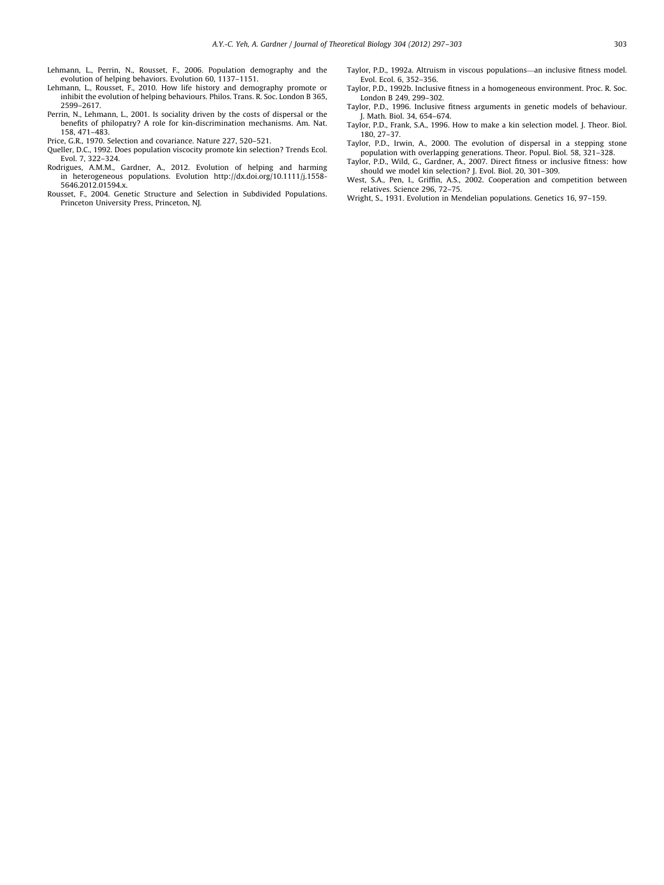Lehmann, L., Perrin, N., Rousset, F., 2006. Population demography and the evolution of helping behaviors. Evolution 60, 1137–1151.

Lehmann, L., Rousset, F., 2010. How life history and demography promote or inhibit the evolution of helping behaviours. Philos. Trans. R. Soc. London B 365, 2599–2617.

Perrin, N., Lehmann, L., 2001. Is sociality driven by the costs of dispersal or the benefits of philopatry? A role for kin-discrimination mechanisms. Am. Nat. 158, 471–483.

Price, G.R., 1970. Selection and covariance. Nature 227, 520–521.

Queller, D.C., 1992. Does population viscocity promote kin selection? Trends Ecol. Evol. 7, 322–324.

Rodrigues, A.M.M., Gardner, A., 2012. Evolution of helping and harming in heterogeneous populations. Evolution http://dx.doi.org/10.1111/j.1558-5646.2012.01594.x.

Rousset, F., 2004. Genetic Structure and Selection in Subdivided Populations. Princeton University Press, Princeton, NJ.

Taylor, P.D., 1992a. Altruism in viscous populations—an inclusive fitness model. Evol. Ecol. 6, 352–356.

Taylor, P.D., 1992b. Inclusive fitness in a homogeneous environment. Proc. R. Soc. London B 249, 299–302.

Taylor, P.D., 1996. Inclusive fitness arguments in genetic models of behaviour. J. Math. Biol. 34, 654–674.

Taylor, P.D., Frank, S.A., 1996. How to make a kin selection model. J. Theor. Biol. 180, 27–37.

Taylor, P.D., Irwin, A., 2000. The evolution of dispersal in a stepping stone population with overlapping generations. Theor. Popul. Biol. 58, 321–328.

Taylor, P.D., Wild, G., Gardner, A., 2007. Direct fitness or inclusive fitness: how should we model kin selection? J. Evol. Biol. 20, 301–309.

West, S.A., Pen, I., Griffin, A.S., 2002. Cooperation and competition between relatives. Science 296, 72–75.

Wright, S., 1931. Evolution in Mendelian populations. Genetics 16, 97–159.